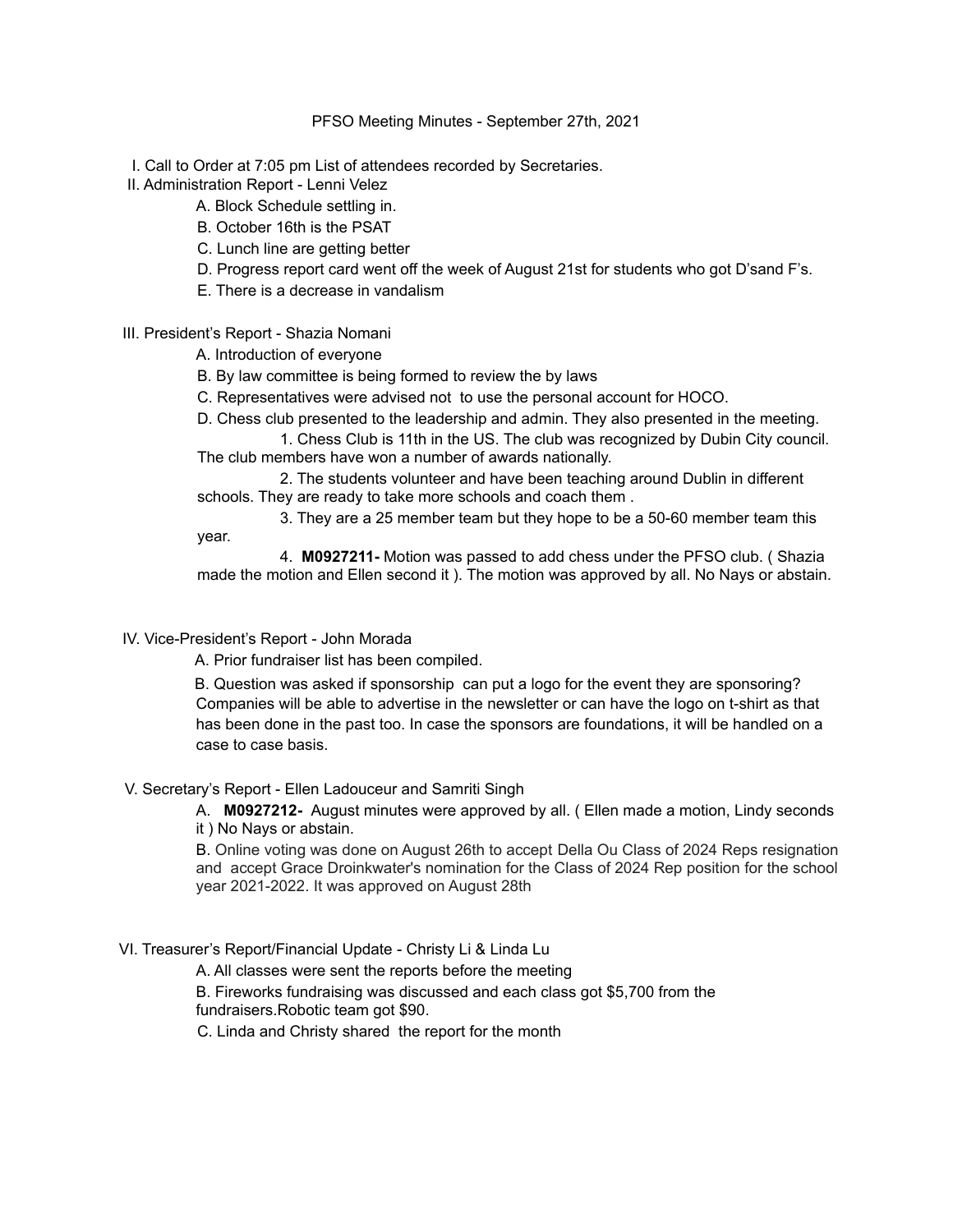PFSO Meeting Minutes - September 27th, 2021

I. Call to Order at 7:05 pm List of attendees recorded by Secretaries.

II. Administration Report - Lenni Velez

- A. Block Schedule settling in.
- B. October 16th is the PSAT
- C. Lunch line are getting better
- D. Progress report card went off the week of August 21st for students who got D'sand F's.
- E. There is a decrease in vandalism

III. President's Report - Shazia Nomani

- A. Introduction of everyone
- B. By law committee is being formed to review the by laws
- C. Representatives were advised not to use the personal account for HOCO.
- D. Chess club presented to the leadership and admin. They also presented in the meeting.
  1. Chess Club is 11th in the US. The club was recognized by Dubin City council. The club members have won a number of awards nationally.
  2. The students volunteer and have been teaching around Dublin in different schools. They are ready to take more schools and coach them .
  3. They are a 25 member team but they hope to be a 50-60 member team this year.
  4. **M0927211-** Motion was passed to add chess under the PFSO club. ( Shazia made the motion and Ellen second it ). The motion was approved by all. No Nays or abstain.

IV. Vice-President's Report - John Morada

- A. Prior fundraiser list has been compiled.
- B. Question was asked if sponsorship can put a logo for the event they are sponsoring? Companies will be able to advertise in the newsletter or can have the logo on t-shirt as that has been done in the past too. In case the sponsors are foundations, it will be handled on a case to case basis.

V. Secretary's Report - Ellen Ladouceur and Samriti Singh

- A. **M0927212-** August minutes were approved by all. ( Ellen made a motion, Lindy seconds it ) No Nays or abstain.
- B. Online voting was done on August 26th to accept Della Ou Class of 2024 Reps resignation and accept Grace Droinkwater's nomination for the Class of 2024 Rep position for the school year 2021-2022. It was approved on August 28th

VI. Treasurer's Report/Financial Update - Christy Li & Linda Lu

- A. All classes were sent the reports before the meeting
- B. Fireworks fundraising was discussed and each class got $5,700 from the fundraisers.Robotic team got $90.
- C. Linda and Christy shared the report for the month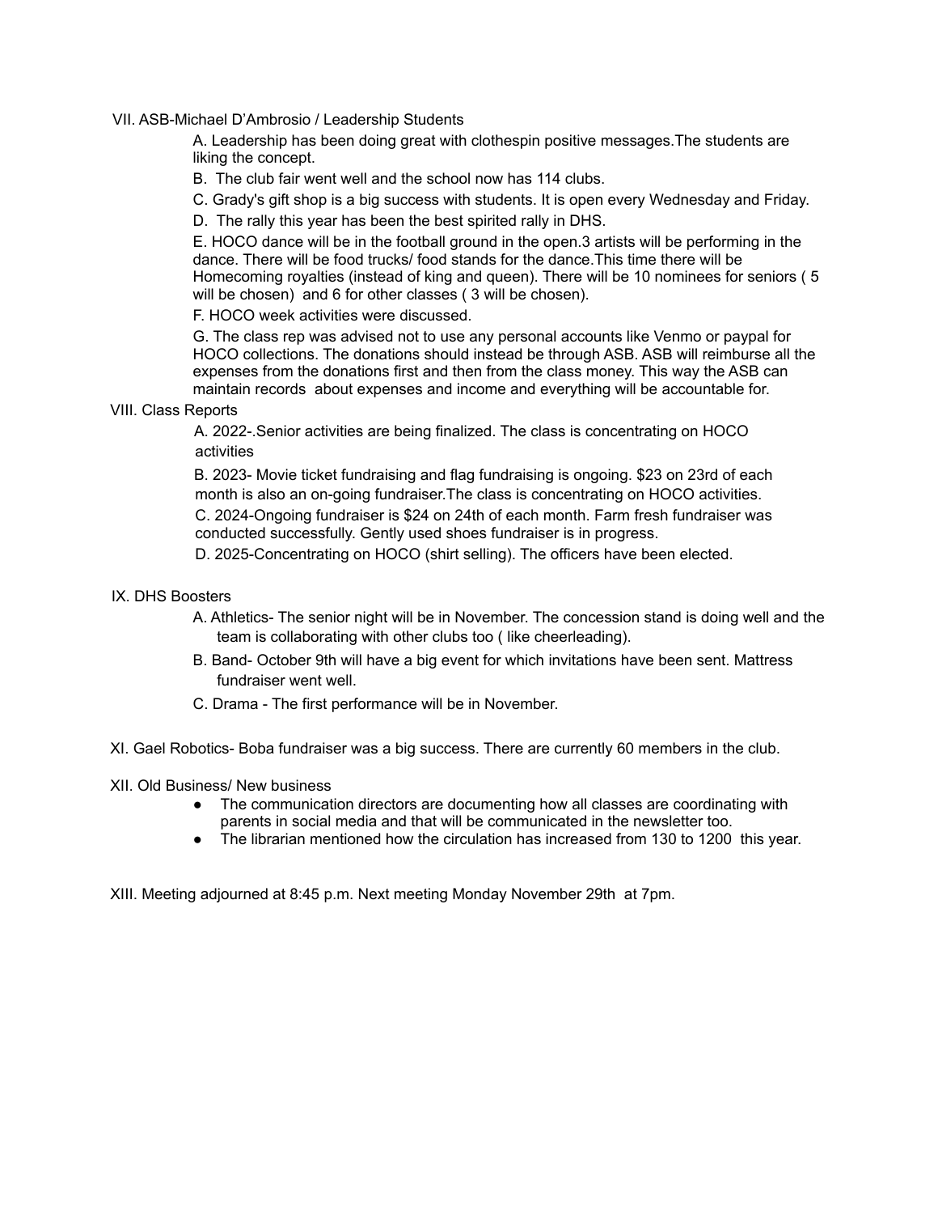VII. ASB-Michael D'Ambrosio / Leadership Students

A. Leadership has been doing great with clothespin positive messages.The students are liking the concept.

B. The club fair went well and the school now has 114 clubs.

C. Grady's gift shop is a big success with students. It is open every Wednesday and Friday.

D. The rally this year has been the best spirited rally in DHS.

E. HOCO dance will be in the football ground in the open.3 artists will be performing in the dance. There will be food trucks/ food stands for the dance.This time there will be Homecoming royalties (instead of king and queen). There will be 10 nominees for seniors ( 5 will be chosen) and 6 for other classes ( 3 will be chosen).

F. HOCO week activities were discussed.

G. The class rep was advised not to use any personal accounts like Venmo or paypal for HOCO collections. The donations should instead be through ASB. ASB will reimburse all the expenses from the donations first and then from the class money. This way the ASB can maintain records about expenses and income and everything will be accountable for.

VIII. Class Reports

A. 2022-.Senior activities are being finalized. The class is concentrating on HOCO activities

B. 2023- Movie ticket fundraising and flag fundraising is ongoing. $23 on 23rd of each month is also an on-going fundraiser.The class is concentrating on HOCO activities.

C. 2024-Ongoing fundraiser is $24 on 24th of each month. Farm fresh fundraiser was conducted successfully. Gently used shoes fundraiser is in progress.

D. 2025-Concentrating on HOCO (shirt selling). The officers have been elected.

IX. DHS Boosters

A. Athletics- The senior night will be in November. The concession stand is doing well and the team is collaborating with other clubs too ( like cheerleading).

B. Band- October 9th will have a big event for which invitations have been sent. Mattress fundraiser went well.

C. Drama - The first performance will be in November.

XI. Gael Robotics- Boba fundraiser was a big success. There are currently 60 members in the club.

XII. Old Business/ New business

- The communication directors are documenting how all classes are coordinating with parents in social media and that will be communicated in the newsletter too.
- The librarian mentioned how the circulation has increased from 130 to 1200 this year.

XIII. Meeting adjourned at 8:45 p.m. Next meeting Monday November 29th at 7pm.